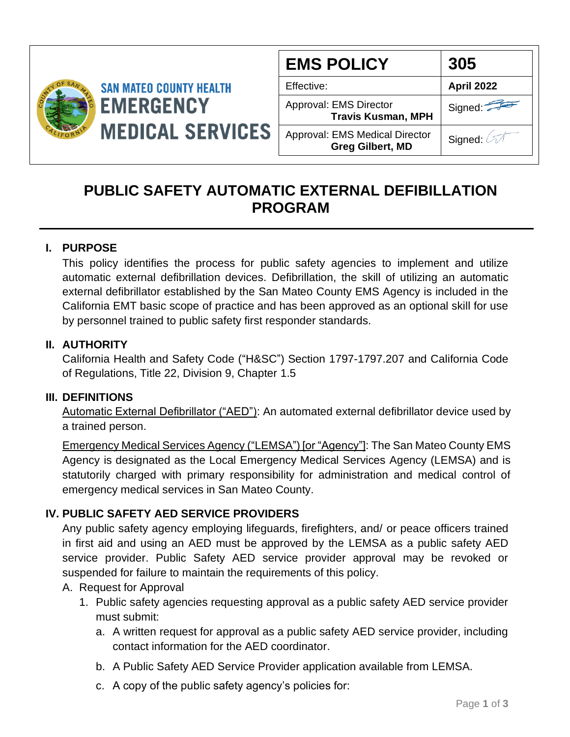**SAN MATEO COUNTY HEALTH**
**EMERGENCY MEDICAL SERVICES**

| EMS POLICY | 305 |
|---|---|
| Effective: | **April 2022** |
| Approval: EMS Director **Travis Kusman, MPH** | Signed: |
| Approval: EMS Medical Director **Greg Gilbert, MD** | Signed: |

# PUBLIC SAFETY AUTOMATIC EXTERNAL DEFIBILLATION PROGRAM

## I. PURPOSE

This policy identifies the process for public safety agencies to implement and utilize automatic external defibrillation devices. Defibrillation, the skill of utilizing an automatic external defibrillator established by the San Mateo County EMS Agency is included in the California EMT basic scope of practice and has been approved as an optional skill for use by personnel trained to public safety first responder standards.

## II. AUTHORITY

California Health and Safety Code ("H&SC") Section 1797-1797.207 and California Code of Regulations, Title 22, Division 9, Chapter 1.5

## III. DEFINITIONS

<u>Automatic External Defibrillator ("AED")</u>: An automated external defibrillator device used by a trained person.

<u>Emergency Medical Services Agency ("LEMSA") [or "Agency"]</u>: The San Mateo County EMS Agency is designated as the Local Emergency Medical Services Agency (LEMSA) and is statutorily charged with primary responsibility for administration and medical control of emergency medical services in San Mateo County.

## IV. PUBLIC SAFETY AED SERVICE PROVIDERS

Any public safety agency employing lifeguards, firefighters, and/ or peace officers trained in first aid and using an AED must be approved by the LEMSA as a public safety AED service provider. Public Safety AED service provider approval may be revoked or suspended for failure to maintain the requirements of this policy.

A. Request for Approval
   1. Public safety agencies requesting approval as a public safety AED service provider must submit:
      a. A written request for approval as a public safety AED service provider, including contact information for the AED coordinator.
      b. A Public Safety AED Service Provider application available from LEMSA.
      c. A copy of the public safety agency's policies for: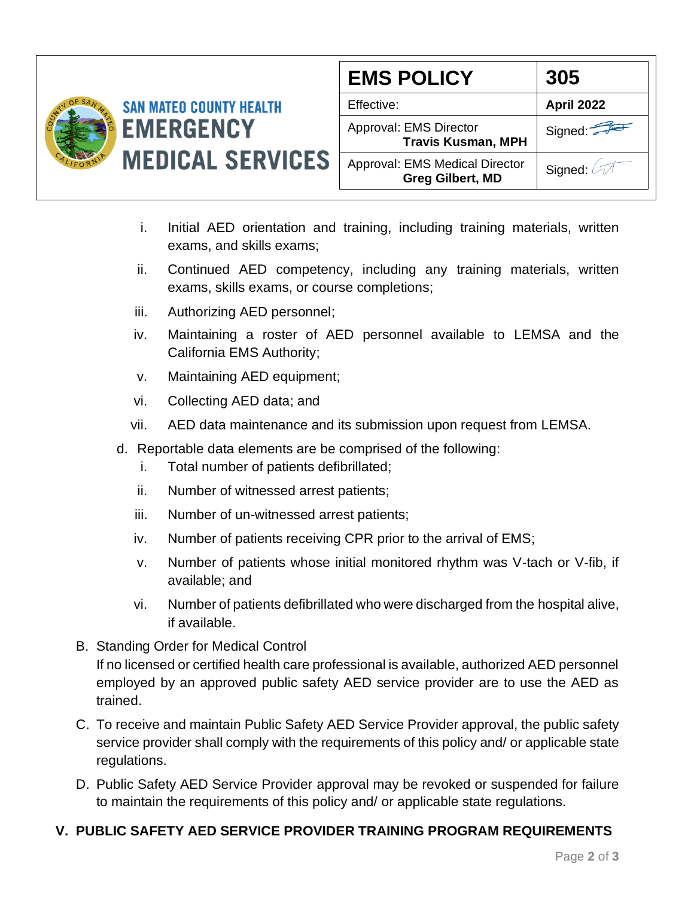i. Initial AED orientation and training, including training materials, written exams, and skills exams;

ii. Continued AED competency, including any training materials, written exams, skills exams, or course completions;

iii. Authorizing AED personnel;

iv. Maintaining a roster of AED personnel available to LEMSA and the California EMS Authority;

v. Maintaining AED equipment;

vi. Collecting AED data; and

vii. AED data maintenance and its submission upon request from LEMSA.

d. Reportable data elements are be comprised of the following:

i. Total number of patients defibrillated;

ii. Number of witnessed arrest patients;

iii. Number of un-witnessed arrest patients;

iv. Number of patients receiving CPR prior to the arrival of EMS;

v. Number of patients whose initial monitored rhythm was V-tach or V-fib, if available; and

vi. Number of patients defibrillated who were discharged from the hospital alive, if available.

B. Standing Order for Medical Control

If no licensed or certified health care professional is available, authorized AED personnel employed by an approved public safety AED service provider are to use the AED as trained.

C. To receive and maintain Public Safety AED Service Provider approval, the public safety service provider shall comply with the requirements of this policy and/ or applicable state regulations.

D. Public Safety AED Service Provider approval may be revoked or suspended for failure to maintain the requirements of this policy and/ or applicable state regulations.

## V. PUBLIC SAFETY AED SERVICE PROVIDER TRAINING PROGRAM REQUIREMENTS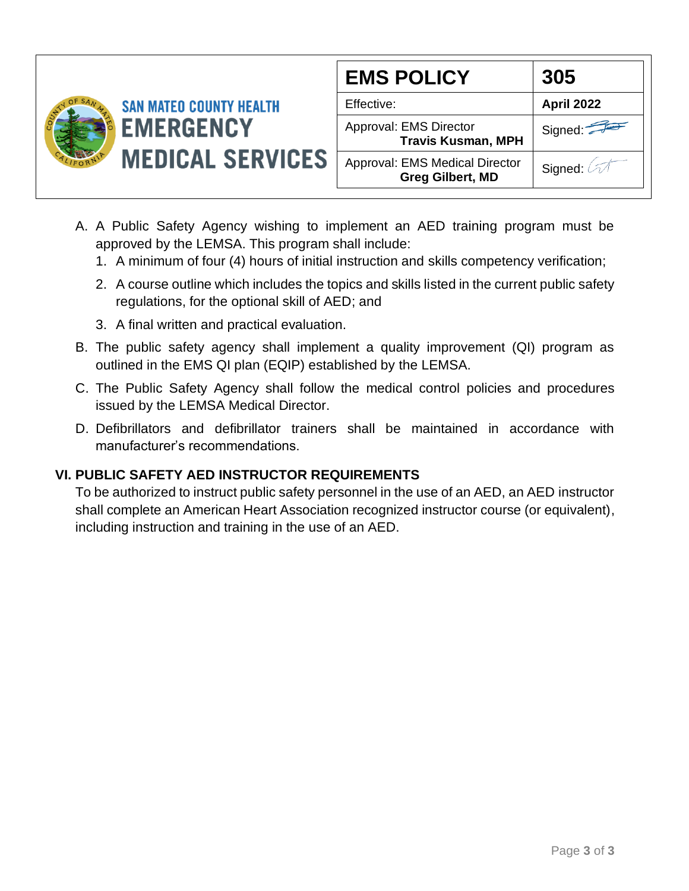A. A Public Safety Agency wishing to implement an AED training program must be approved by the LEMSA. This program shall include:
   1. A minimum of four (4) hours of initial instruction and skills competency verification;
   2. A course outline which includes the topics and skills listed in the current public safety regulations, for the optional skill of AED; and
   3. A final written and practical evaluation.

B. The public safety agency shall implement a quality improvement (QI) program as outlined in the EMS QI plan (EQIP) established by the LEMSA.

C. The Public Safety Agency shall follow the medical control policies and procedures issued by the LEMSA Medical Director.

D. Defibrillators and defibrillator trainers shall be maintained in accordance with manufacturer's recommendations.

## VI. PUBLIC SAFETY AED INSTRUCTOR REQUIREMENTS

To be authorized to instruct public safety personnel in the use of an AED, an AED instructor shall complete an American Heart Association recognized instructor course (or equivalent), including instruction and training in the use of an AED.